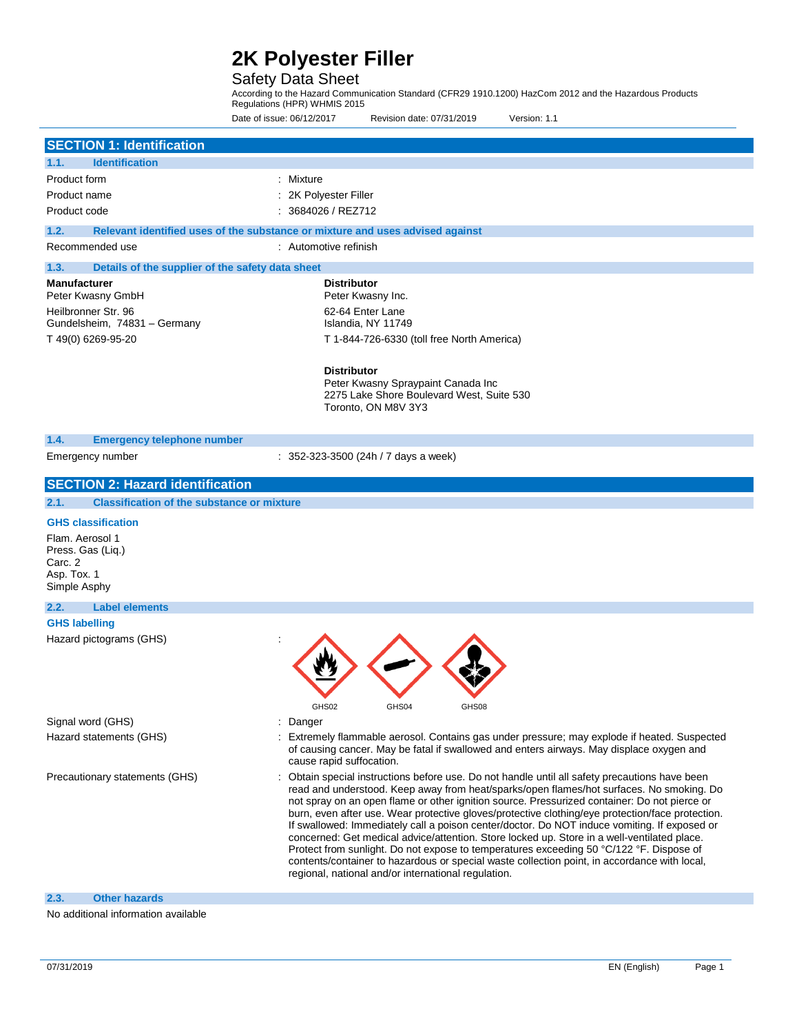# 2K Polyester Filler

## Safety Data Sheet

According to the Hazard Communication Standard (CFR29 1910.1200) HazCom 2012 and the Hazardous Products Regulations (HPR) WHMIS 2015

Date of issue: 06/12/2017 Revision date: 07/31/2019 Version: 1.1

## SECTION 1: Identification

### 1.1. Identification

| | |
|---|---|
| Product form | : Mixture |
| Product name | : 2K Polyester Filler |
| Product code | : 3684026 / REZ712 |

### 1.2. Relevant identified uses of the substance or mixture and uses advised against

| | |
|---|---|
| Recommended use | : Automotive refinish |

### 1.3. Details of the supplier of the safety data sheet

**Manufacturer**
Peter Kwasny GmbH
Heilbronner Str. 96
Gundelsheim, 74831 – Germany
T 49(0) 6269-95-20

**Distributor**
Peter Kwasny Inc.
62-64 Enter Lane
Islandia, NY 11749
T 1-844-726-6330 (toll free North America)

**Distributor**
Peter Kwasny Spraypaint Canada Inc
2275 Lake Shore Boulevard West, Suite 530
Toronto, ON M8V 3Y3

### 1.4. Emergency telephone number

| | |
|---|---|
| Emergency number | : 352-323-3500 (24h / 7 days a week) |

## SECTION 2: Hazard identification

### 2.1. Classification of the substance or mixture

**GHS classification**

Flam. Aerosol 1
Press. Gas (Liq.)
Carc. 2
Asp. Tox. 1
Simple Asphy

### 2.2. Label elements

**GHS labelling**

Hazard pictograms (GHS) :

GHS02 GHS04 GHS08

| | |
|---|---|
| Signal word (GHS) | : Danger |
| Hazard statements (GHS) | : Extremely flammable aerosol. Contains gas under pressure; may explode if heated. Suspected of causing cancer. May be fatal if swallowed and enters airways. May displace oxygen and cause rapid suffocation. |
| Precautionary statements (GHS) | : Obtain special instructions before use. Do not handle until all safety precautions have been read and understood. Keep away from heat/sparks/open flames/hot surfaces. No smoking. Do not spray on an open flame or other ignition source. Pressurized container: Do not pierce or burn, even after use. Wear protective gloves/protective clothing/eye protection/face protection. If swallowed: Immediately call a poison center/doctor. Do NOT induce vomiting. If exposed or concerned: Get medical advice/attention. Store locked up. Store in a well-ventilated place. Protect from sunlight. Do not expose to temperatures exceeding 50 °C/122 °F. Dispose of contents/container to hazardous or special waste collection point, in accordance with local, regional, national and/or international regulation. |

### 2.3. Other hazards

No additional information available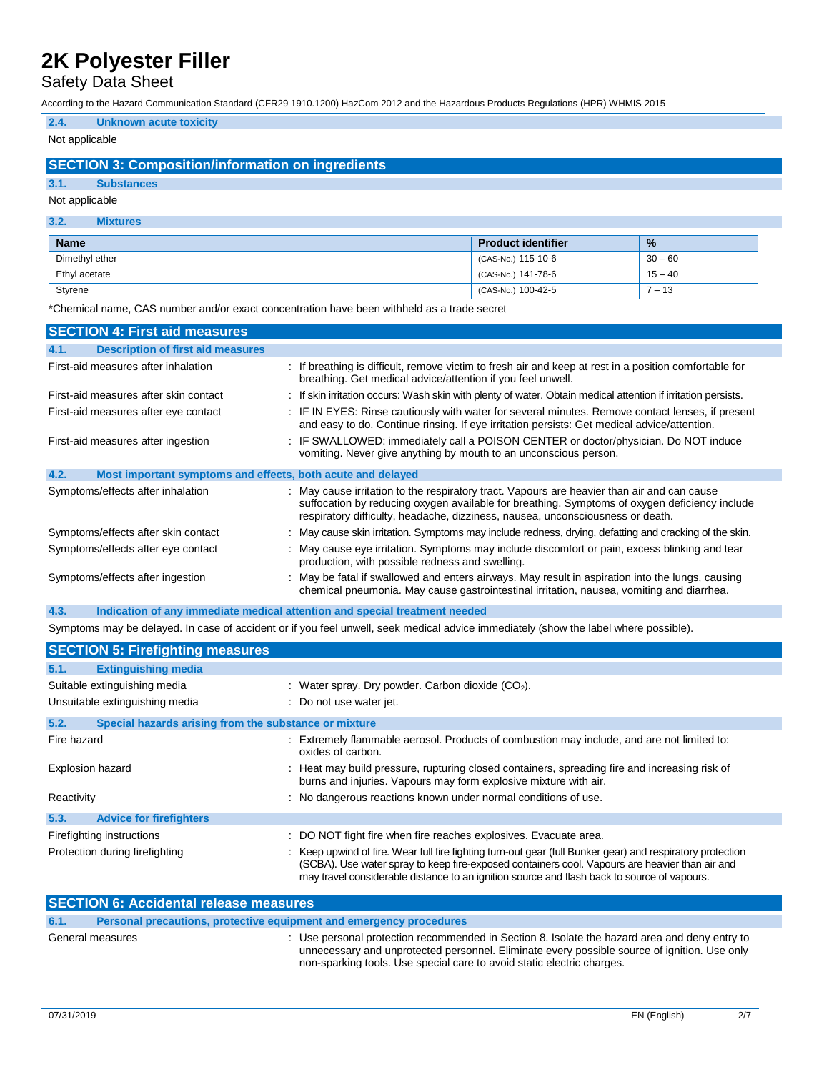### 2.4. Unknown acute toxicity

Not applicable

## SECTION 3: Composition/information on ingredients

### 3.1. Substances

Not applicable

### 3.2. Mixtures

| Name | Product identifier | % |
|---|---|---|
| Dimethyl ether | (CAS-No.) 115-10-6 | 30 – 60 |
| Ethyl acetate | (CAS-No.) 141-78-6 | 15 – 40 |
| Styrene | (CAS-No.) 100-42-5 | 7 – 13 |

*Chemical name, CAS number and/or exact concentration have been withheld as a trade secret

## SECTION 4: First aid measures

### 4.1. Description of first aid measures

First-aid measures after inhalation : If breathing is difficult, remove victim to fresh air and keep at rest in a position comfortable for breathing. Get medical advice/attention if you feel unwell.

First-aid measures after skin contact : If skin irritation occurs: Wash skin with plenty of water. Obtain medical attention if irritation persists.

First-aid measures after eye contact : IF IN EYES: Rinse cautiously with water for several minutes. Remove contact lenses, if present and easy to do. Continue rinsing. If eye irritation persists: Get medical advice/attention.

First-aid measures after ingestion : IF SWALLOWED: immediately call a POISON CENTER or doctor/physician. Do NOT induce vomiting. Never give anything by mouth to an unconscious person.

### 4.2. Most important symptoms and effects, both acute and delayed

Symptoms/effects after inhalation : May cause irritation to the respiratory tract. Vapours are heavier than air and can cause suffocation by reducing oxygen available for breathing. Symptoms of oxygen deficiency include respiratory difficulty, headache, dizziness, nausea, unconsciousness or death.

Symptoms/effects after skin contact : May cause skin irritation. Symptoms may include redness, drying, defatting and cracking of the skin.

Symptoms/effects after eye contact : May cause eye irritation. Symptoms may include discomfort or pain, excess blinking and tear production, with possible redness and swelling.

Symptoms/effects after ingestion : May be fatal if swallowed and enters airways. May result in aspiration into the lungs, causing chemical pneumonia. May cause gastrointestinal irritation, nausea, vomiting and diarrhea.

### 4.3. Indication of any immediate medical attention and special treatment needed

Symptoms may be delayed. In case of accident or if you feel unwell, seek medical advice immediately (show the label where possible).

## SECTION 5: Firefighting measures

### 5.1. Extinguishing media

Suitable extinguishing media : Water spray. Dry powder. Carbon dioxide ($CO_2$).

Unsuitable extinguishing media : Do not use water jet.

### 5.2. Special hazards arising from the substance or mixture

Fire hazard : Extremely flammable aerosol. Products of combustion may include, and are not limited to: oxides of carbon.

Explosion hazard : Heat may build pressure, rupturing closed containers, spreading fire and increasing risk of burns and injuries. Vapours may form explosive mixture with air.

Reactivity : No dangerous reactions known under normal conditions of use.

### 5.3. Advice for firefighters

Firefighting instructions : DO NOT fight fire when fire reaches explosives. Evacuate area.

Protection during firefighting : Keep upwind of fire. Wear full fire fighting turn-out gear (full Bunker gear) and respiratory protection (SCBA). Use water spray to keep fire-exposed containers cool. Vapours are heavier than air and may travel considerable distance to an ignition source and flash back to source of vapours.

## SECTION 6: Accidental release measures

### 6.1. Personal precautions, protective equipment and emergency procedures

General measures : Use personal protection recommended in Section 8. Isolate the hazard area and deny entry to unnecessary and unprotected personnel. Eliminate every possible source of ignition. Use only non-sparking tools. Use special care to avoid static electric charges.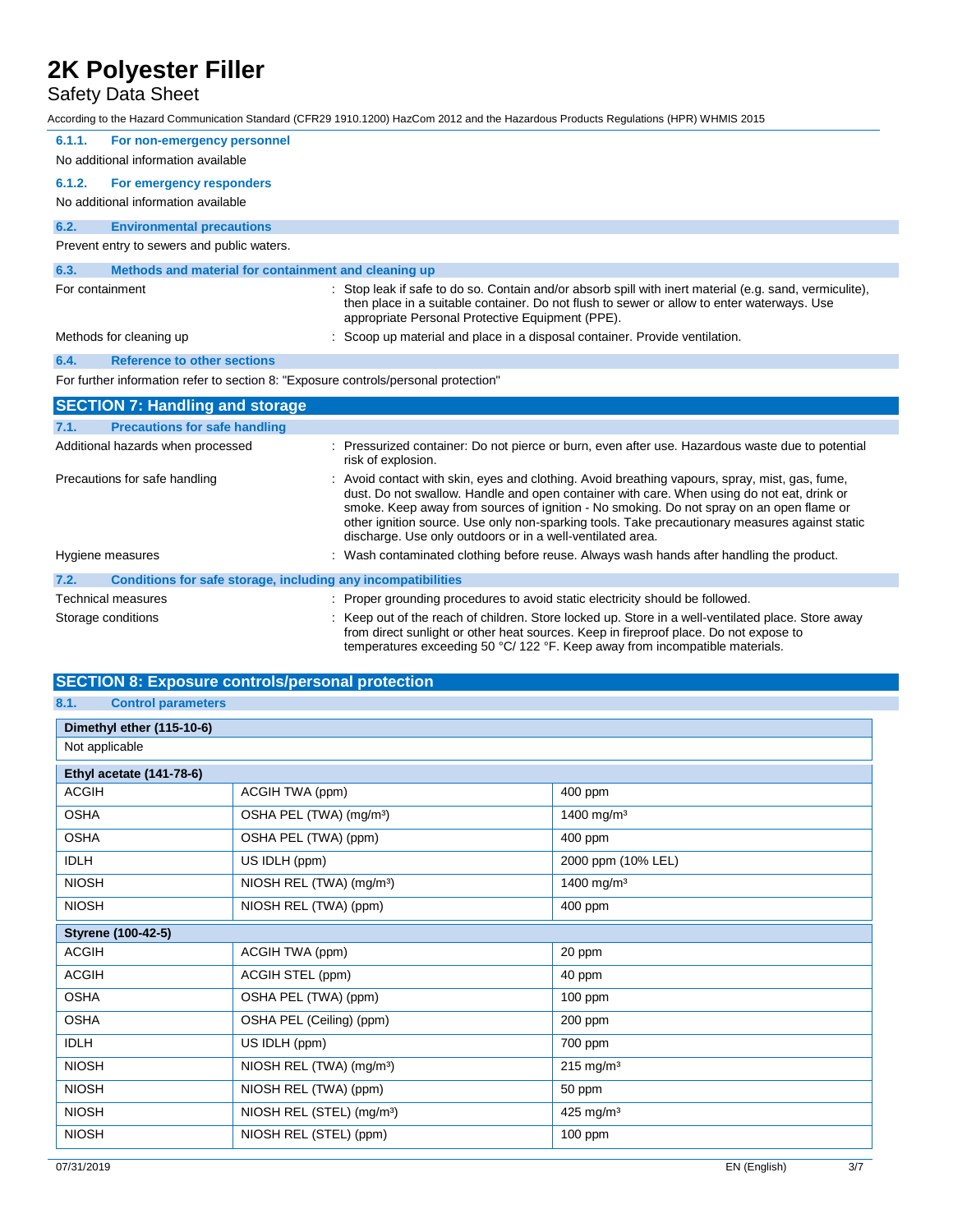#### 6.1.1. For non-emergency personnel

No additional information available

#### 6.1.2. For emergency responders

No additional information available

### 6.2. Environmental precautions

Prevent entry to sewers and public waters.

### 6.3. Methods and material for containment and cleaning up

| | |
|---|---|
| For containment | : Stop leak if safe to do so. Contain and/or absorb spill with inert material (e.g. sand, vermiculite), then place in a suitable container. Do not flush to sewer or allow to enter waterways. Use appropriate Personal Protective Equipment (PPE). |
| Methods for cleaning up | : Scoop up material and place in a disposal container. Provide ventilation. |

### 6.4. Reference to other sections

For further information refer to section 8: "Exposure controls/personal protection"

## SECTION 7: Handling and storage

### 7.1. Precautions for safe handling

| | |
|---|---|
| Additional hazards when processed | : Pressurized container: Do not pierce or burn, even after use. Hazardous waste due to potential risk of explosion. |
| Precautions for safe handling | : Avoid contact with skin, eyes and clothing. Avoid breathing vapours, spray, mist, gas, fume, dust. Do not swallow. Handle and open container with care. When using do not eat, drink or smoke. Keep away from sources of ignition - No smoking. Do not spray on an open flame or other ignition source. Use only non-sparking tools. Take precautionary measures against static discharge. Use only outdoors or in a well-ventilated area. |
| Hygiene measures | : Wash contaminated clothing before reuse. Always wash hands after handling the product. |

### 7.2. Conditions for safe storage, including any incompatibilities

| | |
|---|---|
| Technical measures | : Proper grounding procedures to avoid static electricity should be followed. |
| Storage conditions | : Keep out of the reach of children. Store locked up. Store in a well-ventilated place. Store away from direct sunlight or other heat sources. Keep in fireproof place. Do not expose to temperatures exceeding 50 °C/ 122 °F. Keep away from incompatible materials. |

## SECTION 8: Exposure controls/personal protection

### 8.1. Control parameters

| **Dimethyl ether (115-10-6)** | | |
|---|---|---|
| Not applicable | | |

| **Ethyl acetate (141-78-6)** | | |
|---|---|---|
| ACGIH | ACGIH TWA (ppm) | 400 ppm |
| OSHA | OSHA PEL (TWA) (mg/m³) | 1400 mg/m³ |
| OSHA | OSHA PEL (TWA) (ppm) | 400 ppm |
| IDLH | US IDLH (ppm) | 2000 ppm (10% LEL) |
| NIOSH | NIOSH REL (TWA) (mg/m³) | 1400 mg/m³ |
| NIOSH | NIOSH REL (TWA) (ppm) | 400 ppm |

| **Styrene (100-42-5)** | | |
|---|---|---|
| ACGIH | ACGIH TWA (ppm) | 20 ppm |
| ACGIH | ACGIH STEL (ppm) | 40 ppm |
| OSHA | OSHA PEL (TWA) (ppm) | 100 ppm |
| OSHA | OSHA PEL (Ceiling) (ppm) | 200 ppm |
| IDLH | US IDLH (ppm) | 700 ppm |
| NIOSH | NIOSH REL (TWA) (mg/m³) | 215 mg/m³ |
| NIOSH | NIOSH REL (TWA) (ppm) | 50 ppm |
| NIOSH | NIOSH REL (STEL) (mg/m³) | 425 mg/m³ |
| NIOSH | NIOSH REL (STEL) (ppm) | 100 ppm |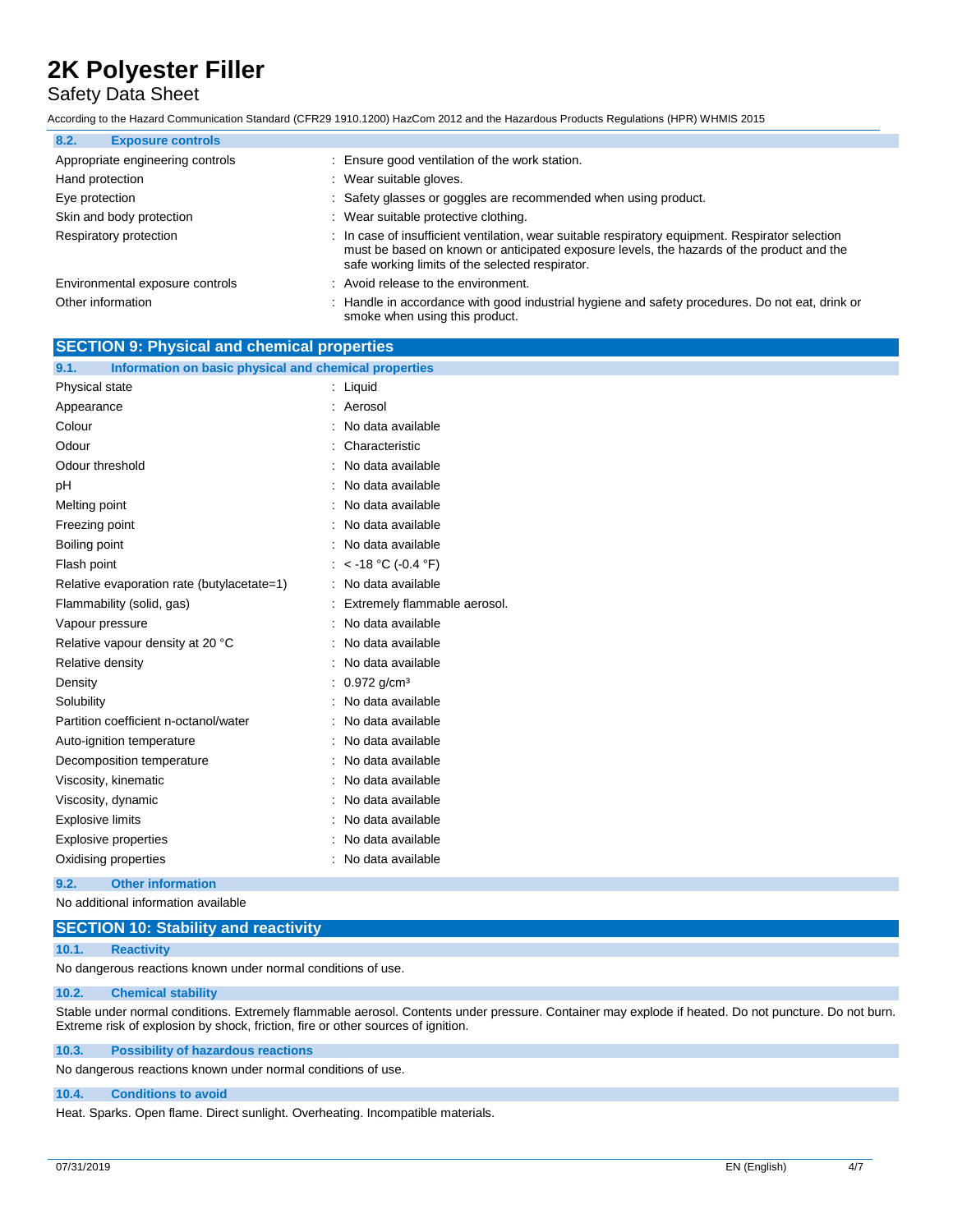### 8.2. Exposure controls

| | |
|---|---|
| Appropriate engineering controls | : Ensure good ventilation of the work station. |
| Hand protection | : Wear suitable gloves. |
| Eye protection | : Safety glasses or goggles are recommended when using product. |
| Skin and body protection | : Wear suitable protective clothing. |
| Respiratory protection | : In case of insufficient ventilation, wear suitable respiratory equipment. Respirator selection must be based on known or anticipated exposure levels, the hazards of the product and the safe working limits of the selected respirator. |
| Environmental exposure controls | : Avoid release to the environment. |
| Other information | : Handle in accordance with good industrial hygiene and safety procedures. Do not eat, drink or smoke when using this product. |

## SECTION 9: Physical and chemical properties

### 9.1. Information on basic physical and chemical properties

| | |
|---|---|
| Physical state | : Liquid |
| Appearance | : Aerosol |
| Colour | : No data available |
| Odour | : Characteristic |
| Odour threshold | : No data available |
| pH | : No data available |
| Melting point | : No data available |
| Freezing point | : No data available |
| Boiling point | : No data available |
| Flash point | : < -18 °C (-0.4 °F) |
| Relative evaporation rate (butylacetate=1) | : No data available |
| Flammability (solid, gas) | : Extremely flammable aerosol. |
| Vapour pressure | : No data available |
| Relative vapour density at 20 °C | : No data available |
| Relative density | : No data available |
| Density | : 0.972 g/cm³ |
| Solubility | : No data available |
| Partition coefficient n-octanol/water | : No data available |
| Auto-ignition temperature | : No data available |
| Decomposition temperature | : No data available |
| Viscosity, kinematic | : No data available |
| Viscosity, dynamic | : No data available |
| Explosive limits | : No data available |
| Explosive properties | : No data available |
| Oxidising properties | : No data available |

### 9.2. Other information

No additional information available

## SECTION 10: Stability and reactivity

### 10.1. Reactivity

No dangerous reactions known under normal conditions of use.

### 10.2. Chemical stability

Stable under normal conditions. Extremely flammable aerosol. Contents under pressure. Container may explode if heated. Do not puncture. Do not burn. Extreme risk of explosion by shock, friction, fire or other sources of ignition.

### 10.3. Possibility of hazardous reactions

No dangerous reactions known under normal conditions of use.

### 10.4. Conditions to avoid

Heat. Sparks. Open flame. Direct sunlight. Overheating. Incompatible materials.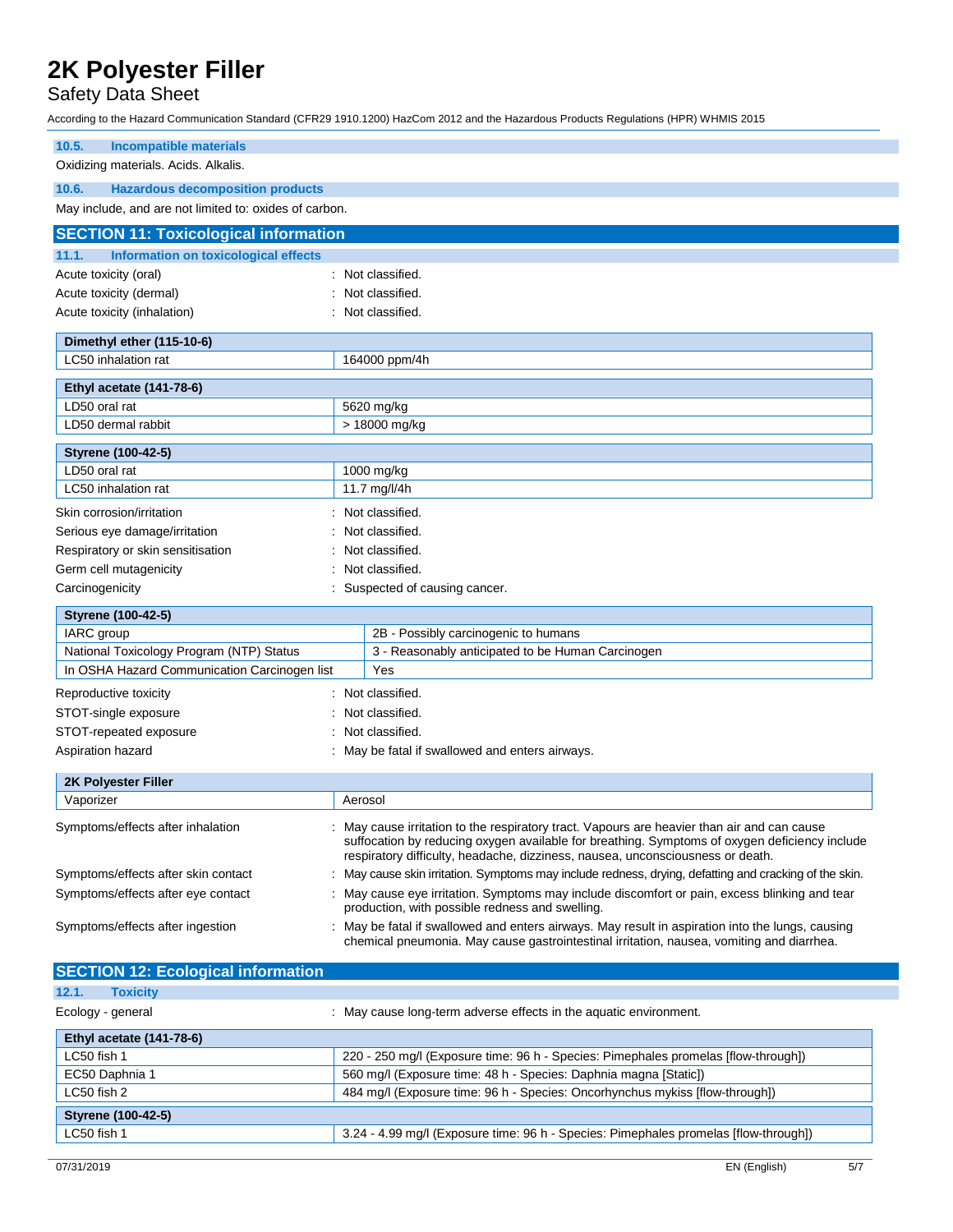### 10.5. Incompatible materials

Oxidizing materials. Acids. Alkalis.

### 10.6. Hazardous decomposition products

May include, and are not limited to: oxides of carbon.

## SECTION 11: Toxicological information

### 11.1. Information on toxicological effects

Acute toxicity (oral) : Not classified.

Acute toxicity (dermal) : Not classified.

Acute toxicity (inhalation) : Not classified.

| Dimethyl ether (115-10-6) | |
|---|---|
| LC50 inhalation rat | 164000 ppm/4h |

| Ethyl acetate (141-78-6) | |
|---|---|
| LD50 oral rat | 5620 mg/kg |
| LD50 dermal rabbit | > 18000 mg/kg |

| Styrene (100-42-5) | |
|---|---|
| LD50 oral rat | 1000 mg/kg |
| LC50 inhalation rat | 11.7 mg/l/4h |

Skin corrosion/irritation : Not classified.

Serious eye damage/irritation : Not classified.

Respiratory or skin sensitisation : Not classified.

Germ cell mutagenicity : Not classified.

Carcinogenicity : Suspected of causing cancer.

| Styrene (100-42-5) | |
|---|---|
| IARC group | 2B - Possibly carcinogenic to humans |
| National Toxicology Program (NTP) Status | 3 - Reasonably anticipated to be Human Carcinogen |
| In OSHA Hazard Communication Carcinogen list | Yes |

Reproductive toxicity : Not classified.

STOT-single exposure : Not classified.

STOT-repeated exposure : Not classified.

Aspiration hazard : May be fatal if swallowed and enters airways.

| 2K Polyester Filler | |
|---|---|
| Vaporizer | Aerosol |

Symptoms/effects after inhalation : May cause irritation to the respiratory tract. Vapours are heavier than air and can cause suffocation by reducing oxygen available for breathing. Symptoms of oxygen deficiency include respiratory difficulty, headache, dizziness, nausea, unconsciousness or death.

Symptoms/effects after skin contact : May cause skin irritation. Symptoms may include redness, drying, defatting and cracking of the skin.

Symptoms/effects after eye contact : May cause eye irritation. Symptoms may include discomfort or pain, excess blinking and tear production, with possible redness and swelling.

Symptoms/effects after ingestion : May be fatal if swallowed and enters airways. May result in aspiration into the lungs, causing chemical pneumonia. May cause gastrointestinal irritation, nausea, vomiting and diarrhea.

## SECTION 12: Ecological information

### 12.1. Toxicity

Ecology - general : May cause long-term adverse effects in the aquatic environment.

| Ethyl acetate (141-78-6) | |
|---|---|
| LC50 fish 1 | 220 - 250 mg/l (Exposure time: 96 h - Species: Pimephales promelas [flow-through]) |
| EC50 Daphnia 1 | 560 mg/l (Exposure time: 48 h - Species: Daphnia magna [Static]) |
| LC50 fish 2 | 484 mg/l (Exposure time: 96 h - Species: Oncorhynchus mykiss [flow-through]) |

| Styrene (100-42-5) | |
|---|---|
| LC50 fish 1 | 3.24 - 4.99 mg/l (Exposure time: 96 h - Species: Pimephales promelas [flow-through]) |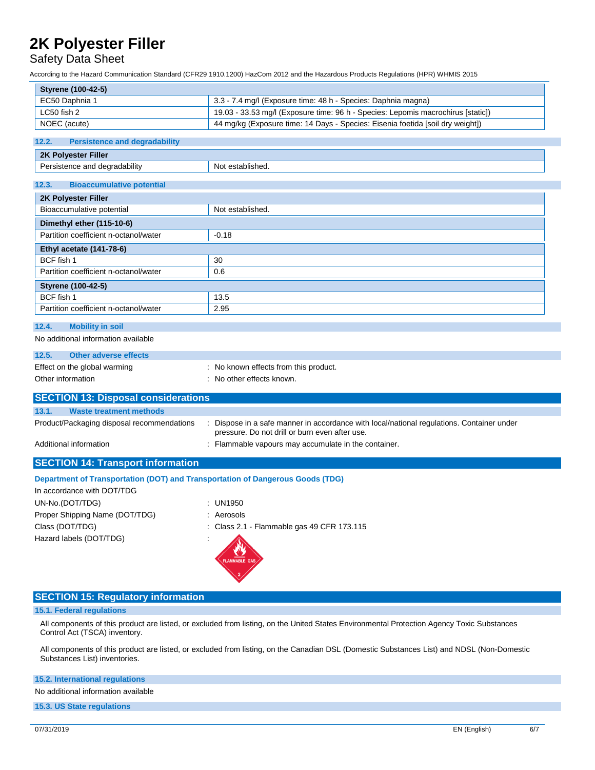| Styrene (100-42-5) | |
|---|---|
| EC50 Daphnia 1 | 3.3 - 7.4 mg/l (Exposure time: 48 h - Species: Daphnia magna) |
| LC50 fish 2 | 19.03 - 33.53 mg/l (Exposure time: 96 h - Species: Lepomis macrochirus [static]) |
| NOEC (acute) | 44 mg/kg (Exposure time: 14 Days - Species: Eisenia foetida [soil dry weight]) |

### 12.2. Persistence and degradability

| 2K Polyester Filler | |
|---|---|
| Persistence and degradability | Not established. |

### 12.3. Bioaccumulative potential

| 2K Polyester Filler | |
|---|---|
| Bioaccumulative potential | Not established. |
| **Dimethyl ether (115-10-6)** | |
| Partition coefficient n-octanol/water | -0.18 |
| **Ethyl acetate (141-78-6)** | |
| BCF fish 1 | 30 |
| Partition coefficient n-octanol/water | 0.6 |
| **Styrene (100-42-5)** | |
| BCF fish 1 | 13.5 |
| Partition coefficient n-octanol/water | 2.95 |

### 12.4. Mobility in soil

No additional information available

### 12.5. Other adverse effects

Effect on the global warming : No known effects from this product.

Other information : No other effects known.

## SECTION 13: Disposal considerations

### 13.1. Waste treatment methods

Product/Packaging disposal recommendations : Dispose in a safe manner in accordance with local/national regulations. Container under pressure. Do not drill or burn even after use.

Additional information : Flammable vapours may accumulate in the container.

## SECTION 14: Transport information

**Department of Transportation (DOT) and Transportation of Dangerous Goods (TDG)**

In accordance with DOT/TDG

UN-No.(DOT/TDG) : UN1950

Proper Shipping Name (DOT/TDG) : Aerosols

Class (DOT/TDG) : Class 2.1 - Flammable gas 49 CFR 173.115

Hazard labels (DOT/TDG) :

## SECTION 15: Regulatory information

### 15.1. Federal regulations

All components of this product are listed, or excluded from listing, on the United States Environmental Protection Agency Toxic Substances Control Act (TSCA) inventory.

All components of this product are listed, or excluded from listing, on the Canadian DSL (Domestic Substances List) and NDSL (Non-Domestic Substances List) inventories.

### 15.2. International regulations

No additional information available

### 15.3. US State regulations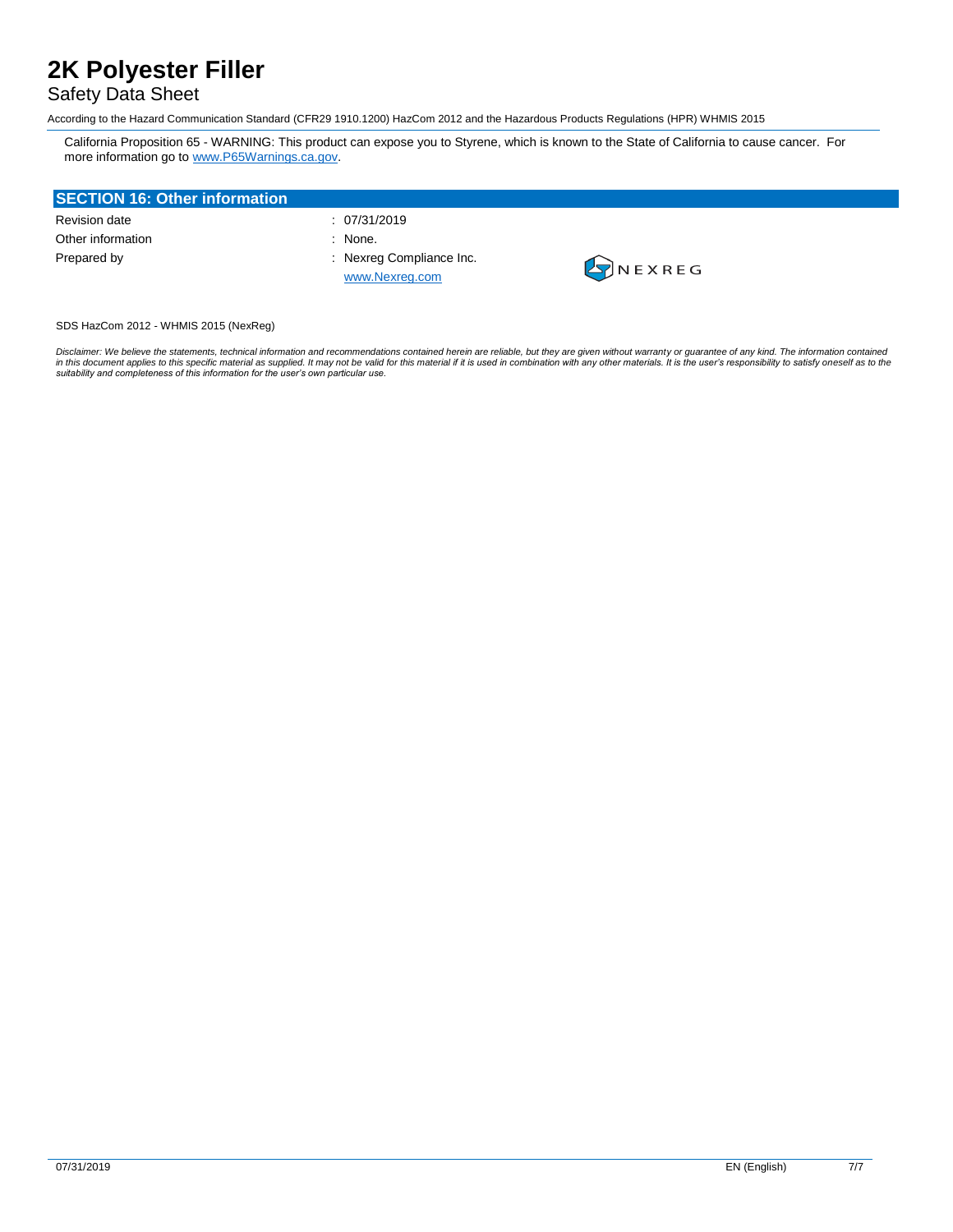California Proposition 65 - WARNING: This product can expose you to Styrene, which is known to the State of California to cause cancer. For more information go to www.P65Warnings.ca.gov.

## SECTION 16: Other information

| | |
|---|---|
| Revision date | : 07/31/2019 |
| Other information | : None. |
| Prepared by | : Nexreg Compliance Inc. www.Nexreg.com |

SDS HazCom 2012 - WHMIS 2015 (NexReg)

*Disclaimer: We believe the statements, technical information and recommendations contained herein are reliable, but they are given without warranty or guarantee of any kind. The information contained in this document applies to this specific material as supplied. It may not be valid for this material if it is used in combination with any other materials. It is the user's responsibility to satisfy oneself as to the suitability and completeness of this information for the user's own particular use.*